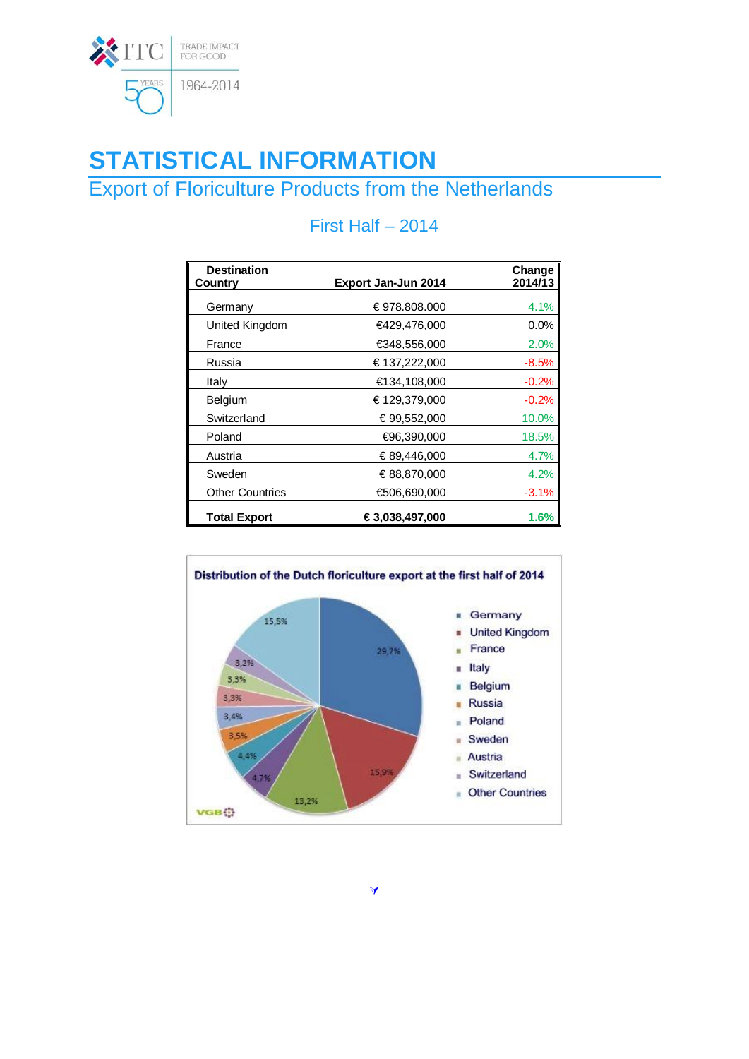# STATISTICAL INFORMATION

## Export of Floriculture Products from the Netherlands

### First Half – 2014

| Destination Country | Export Jan-Jun 2014 | Change 2014/13 |
|---|---|---|
| Germany | € 978.808.000 | 4.1% |
| United Kingdom | €429,476,000 | 0.0% |
| France | €348,556,000 | 2.0% |
| Russia | € 137,222,000 | -8.5% |
| Italy | €134,108,000 | -0.2% |
| Belgium | € 129,379,000 | -0.2% |
| Switzerland | € 99,552,000 | 10.0% |
| Poland | €96,390,000 | 18.5% |
| Austria | € 89,446,000 | 4.7% |
| Sweden | € 88,870,000 | 4.2% |
| Other Countries | €506,690,000 | -3.1% |
| **Total Export** | **€ 3,038,497,000** | **1.6%** |

**Distribution of the Dutch floriculture export at the first half of 2014**

| Country | Share |
|---|---|
| Germany | 29,7% |
| United Kingdom | 15,9% |
| France | 13,2% |
| Italy | 4,7% |
| Belgium | 4,4% |
| Russia | 3,5% |
| Poland | 3,4% |
| Sweden | 3,3% |
| Austria | 3,3% |
| Switzerland | 3,2% |
| Other Countries | 15,5% |

VGB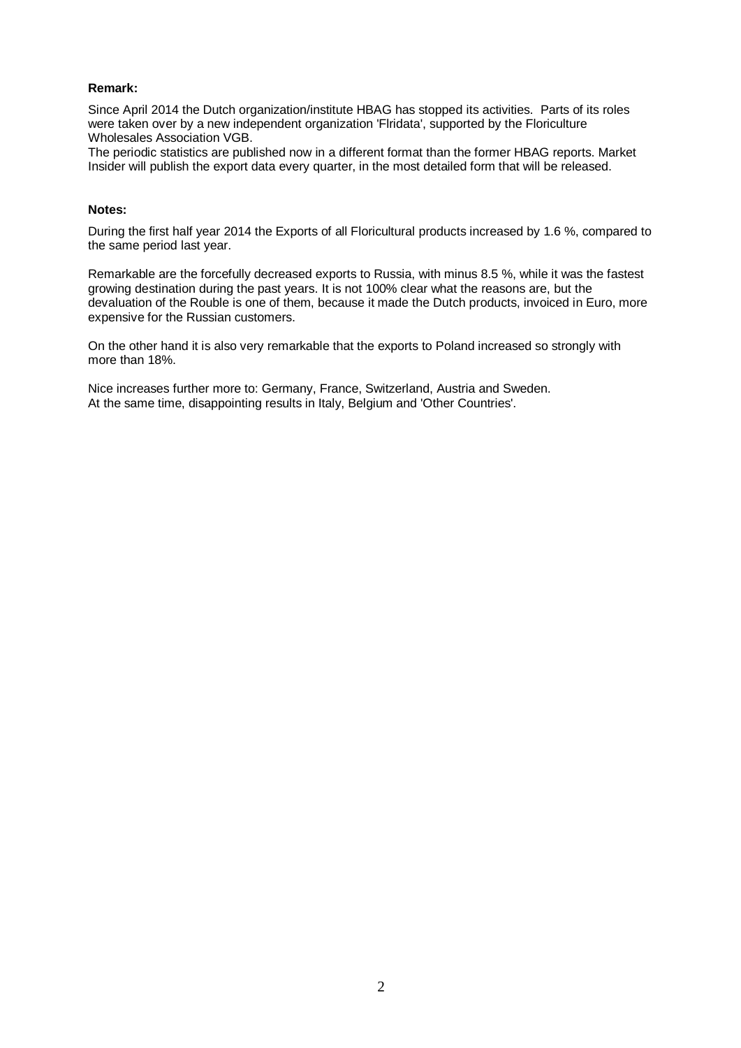**Remark:**

Since April 2014 the Dutch organization/institute HBAG has stopped its activities. Parts of its roles were taken over by a new independent organization 'Flridata', supported by the Floriculture Wholesales Association VGB.
The periodic statistics are published now in a different format than the former HBAG reports. Market Insider will publish the export data every quarter, in the most detailed form that will be released.

**Notes:**

During the first half year 2014 the Exports of all Floricultural products increased by 1.6 %, compared to the same period last year.

Remarkable are the forcefully decreased exports to Russia, with minus 8.5 %, while it was the fastest growing destination during the past years. It is not 100% clear what the reasons are, but the devaluation of the Rouble is one of them, because it made the Dutch products, invoiced in Euro, more expensive for the Russian customers.

On the other hand it is also very remarkable that the exports to Poland increased so strongly with more than 18%.

Nice increases further more to: Germany, France, Switzerland, Austria and Sweden.
At the same time, disappointing results in Italy, Belgium and 'Other Countries'.